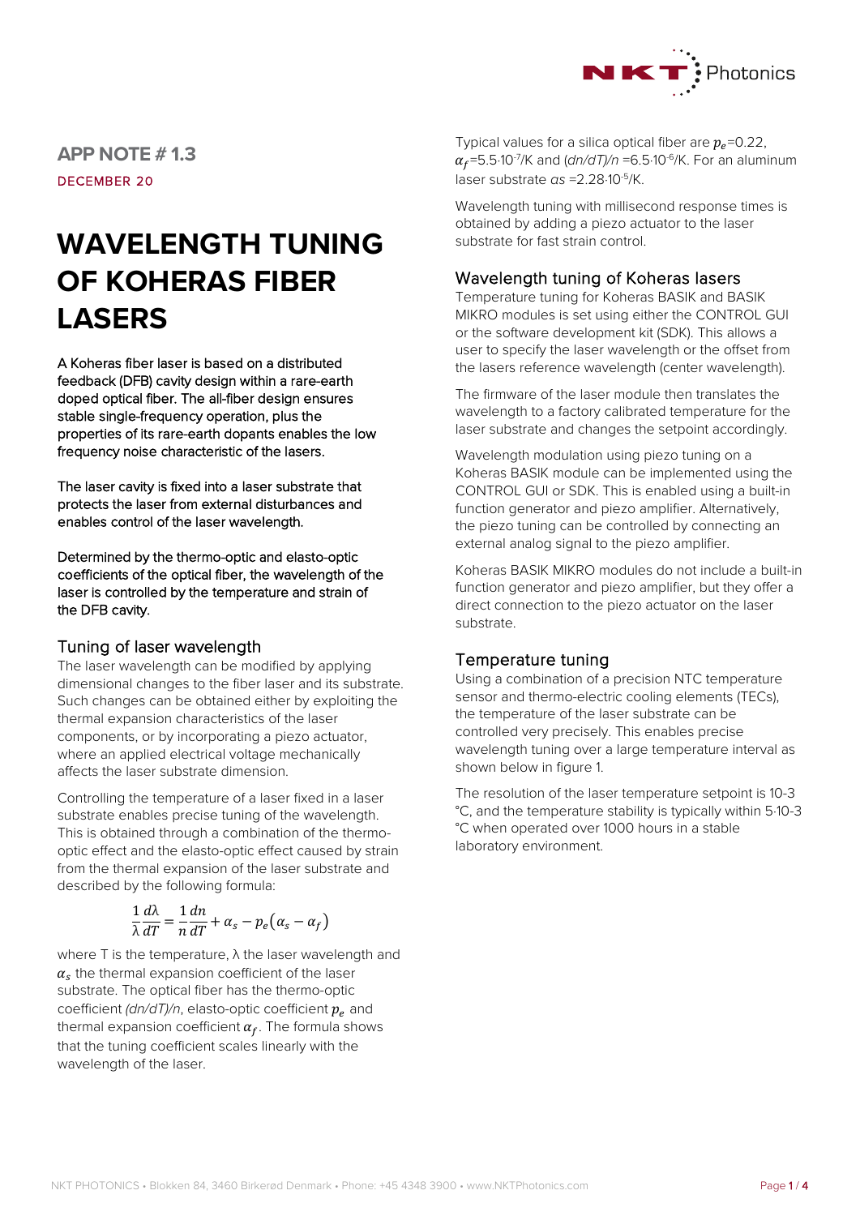APP NOTE # 1.3

DECEMBER 20

# WAVELENGTH TUNING OF KOHERAS FIBER LASERS

A Koheras fiber laser is based on a distributed feedback (DFB) cavity design within a rare-earth doped optical fiber. The all-fiber design ensures stable single-frequency operation, plus the properties of its rare-earth dopants enables the low frequency noise characteristic of the lasers.

The laser cavity is fixed into a laser substrate that protects the laser from external disturbances and enables control of the laser wavelength.

Determined by the thermo-optic and elasto-optic coefficients of the optical fiber, the wavelength of the laser is controlled by the temperature and strain of the DFB cavity.

## Tuning of laser wavelength

The laser wavelength can be modified by applying dimensional changes to the fiber laser and its substrate. Such changes can be obtained either by exploiting the thermal expansion characteristics of the laser components, or by incorporating a piezo actuator, where an applied electrical voltage mechanically affects the laser substrate dimension.

Controlling the temperature of a laser fixed in a laser substrate enables precise tuning of the wavelength. This is obtained through a combination of the thermo-optic effect and the elasto-optic effect caused by strain from the thermal expansion of the laser substrate and described by the following formula:

$$\frac{1}{\lambda}\frac{d\lambda}{dT} = \frac{1}{n}\frac{dn}{dT} + \alpha_s - p_e(\alpha_s - \alpha_f)$$

where T is the temperature, λ the laser wavelength and $\alpha_s$ the thermal expansion coefficient of the laser substrate. The optical fiber has the thermo-optic coefficient *(dn/dT)/n*, elasto-optic coefficient $p_e$ and thermal expansion coefficient $\alpha_f$. The formula shows that the tuning coefficient scales linearly with the wavelength of the laser.

Typical values for a silica optical fiber are $p_e$=0.22, $\alpha_f$=5.5·10$^{-7}$/K and *(dn/dT)/n* =6.5·10$^{-6}$/K. For an aluminum laser substrate *αs* =2.28·10$^{-5}$/K.

Wavelength tuning with millisecond response times is obtained by adding a piezo actuator to the laser substrate for fast strain control.

## Wavelength tuning of Koheras lasers

Temperature tuning for Koheras BASIK and BASIK MIKRO modules is set using either the CONTROL GUI or the software development kit (SDK). This allows a user to specify the laser wavelength or the offset from the lasers reference wavelength (center wavelength).

The firmware of the laser module then translates the wavelength to a factory calibrated temperature for the laser substrate and changes the setpoint accordingly.

Wavelength modulation using piezo tuning on a Koheras BASIK module can be implemented using the CONTROL GUI or SDK. This is enabled using a built-in function generator and piezo amplifier. Alternatively, the piezo tuning can be controlled by connecting an external analog signal to the piezo amplifier.

Koheras BASIK MIKRO modules do not include a built-in function generator and piezo amplifier, but they offer a direct connection to the piezo actuator on the laser substrate.

## Temperature tuning

Using a combination of a precision NTC temperature sensor and thermo-electric cooling elements (TECs), the temperature of the laser substrate can be controlled very precisely. This enables precise wavelength tuning over a large temperature interval as shown below in figure 1.

The resolution of the laser temperature setpoint is 10-3 °C, and the temperature stability is typically within 5·10-3 °C when operated over 1000 hours in a stable laboratory environment.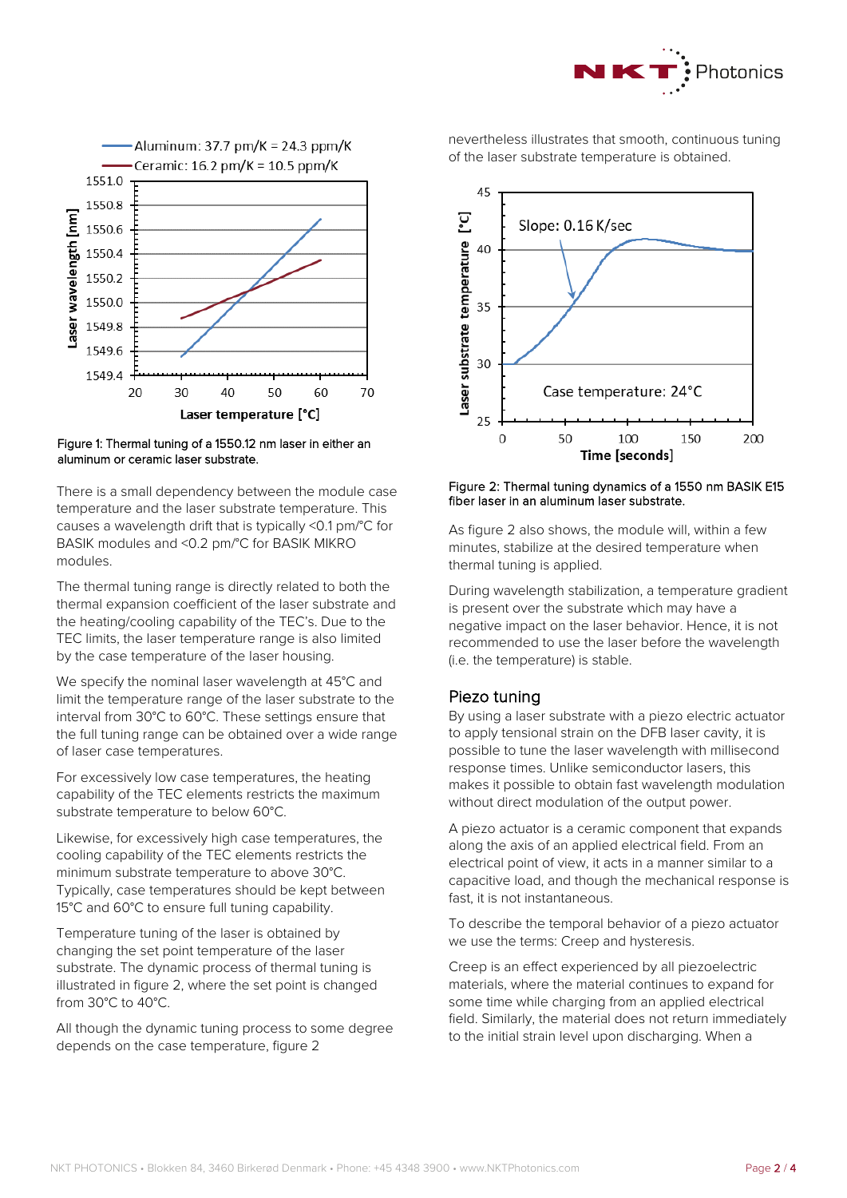Figure 1: Thermal tuning of a 1550.12 nm laser in either an aluminum or ceramic laser substrate.

There is a small dependency between the module case temperature and the laser substrate temperature. This causes a wavelength drift that is typically <0.1 pm/°C for BASIK modules and <0.2 pm/°C for BASIK MIKRO modules.

The thermal tuning range is directly related to both the thermal expansion coefficient of the laser substrate and the heating/cooling capability of the TEC's. Due to the TEC limits, the laser temperature range is also limited by the case temperature of the laser housing.

We specify the nominal laser wavelength at 45°C and limit the temperature range of the laser substrate to the interval from 30°C to 60°C. These settings ensure that the full tuning range can be obtained over a wide range of laser case temperatures.

For excessively low case temperatures, the heating capability of the TEC elements restricts the maximum substrate temperature to below 60°C.

Likewise, for excessively high case temperatures, the cooling capability of the TEC elements restricts the minimum substrate temperature to above 30°C. Typically, case temperatures should be kept between 15°C and 60°C to ensure full tuning capability.

Temperature tuning of the laser is obtained by changing the set point temperature of the laser substrate. The dynamic process of thermal tuning is illustrated in figure 2, where the set point is changed from 30°C to 40°C.

All though the dynamic tuning process to some degree depends on the case temperature, figure 2 nevertheless illustrates that smooth, continuous tuning of the laser substrate temperature is obtained.

Figure 2: Thermal tuning dynamics of a 1550 nm BASIK E15 fiber laser in an aluminum laser substrate.

As figure 2 also shows, the module will, within a few minutes, stabilize at the desired temperature when thermal tuning is applied.

During wavelength stabilization, a temperature gradient is present over the substrate which may have a negative impact on the laser behavior. Hence, it is not recommended to use the laser before the wavelength (i.e. the temperature) is stable.

## Piezo tuning

By using a laser substrate with a piezo electric actuator to apply tensional strain on the DFB laser cavity, it is possible to tune the laser wavelength with millisecond response times. Unlike semiconductor lasers, this makes it possible to obtain fast wavelength modulation without direct modulation of the output power.

A piezo actuator is a ceramic component that expands along the axis of an applied electrical field. From an electrical point of view, it acts in a manner similar to a capacitive load, and though the mechanical response is fast, it is not instantaneous.

To describe the temporal behavior of a piezo actuator we use the terms: Creep and hysteresis.

Creep is an effect experienced by all piezoelectric materials, where the material continues to expand for some time while charging from an applied electrical field. Similarly, the material does not return immediately to the initial strain level upon discharging. When a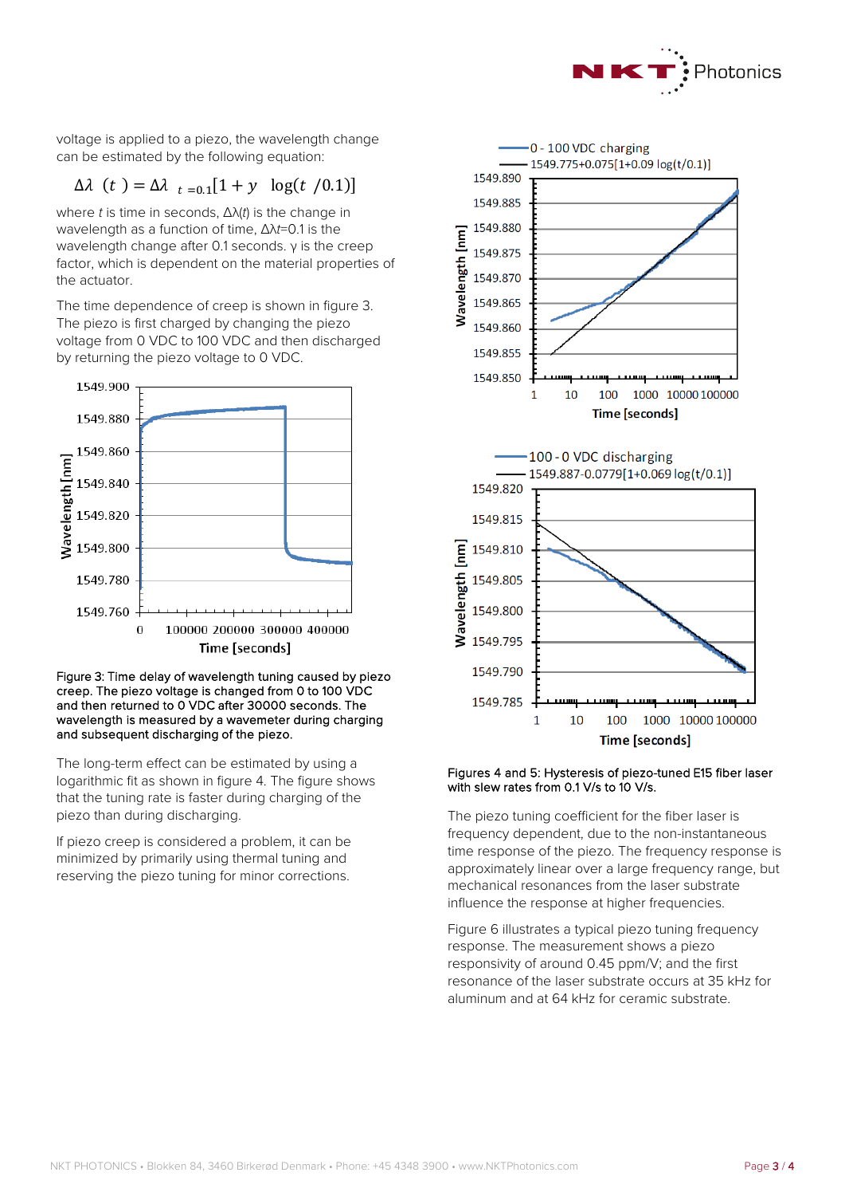voltage is applied to a piezo, the wavelength change can be estimated by the following equation:

$$\Delta\lambda(t) = \Delta\lambda_{t=0.1}[1 + y \log(t/0.1)]$$

where $t$ is time in seconds, $\Delta\lambda(t)$ is the change in wavelength as a function of time, $\Delta\lambda t$=0.1 is the wavelength change after 0.1 seconds. $\gamma$ is the creep factor, which is dependent on the material properties of the actuator.

The time dependence of creep is shown in figure 3. The piezo is first charged by changing the piezo voltage from 0 VDC to 100 VDC and then discharged by returning the piezo voltage to 0 VDC.

Figure 3: Time delay of wavelength tuning caused by piezo creep. The piezo voltage is changed from 0 to 100 VDC and then returned to 0 VDC after 30000 seconds. The wavelength is measured by a wavemeter during charging and subsequent discharging of the piezo.

The long-term effect can be estimated by using a logarithmic fit as shown in figure 4. The figure shows that the tuning rate is faster during charging of the piezo than during discharging.

If piezo creep is considered a problem, it can be minimized by primarily using thermal tuning and reserving the piezo tuning for minor corrections.

Figures 4 and 5: Hysteresis of piezo-tuned E15 fiber laser with slew rates from 0.1 V/s to 10 V/s.

The piezo tuning coefficient for the fiber laser is frequency dependent, due to the non-instantaneous time response of the piezo. The frequency response is approximately linear over a large frequency range, but mechanical resonances from the laser substrate influence the response at higher frequencies.

Figure 6 illustrates a typical piezo tuning frequency response. The measurement shows a piezo responsivity of around 0.45 ppm/V; and the first resonance of the laser substrate occurs at 35 kHz for aluminum and at 64 kHz for ceramic substrate.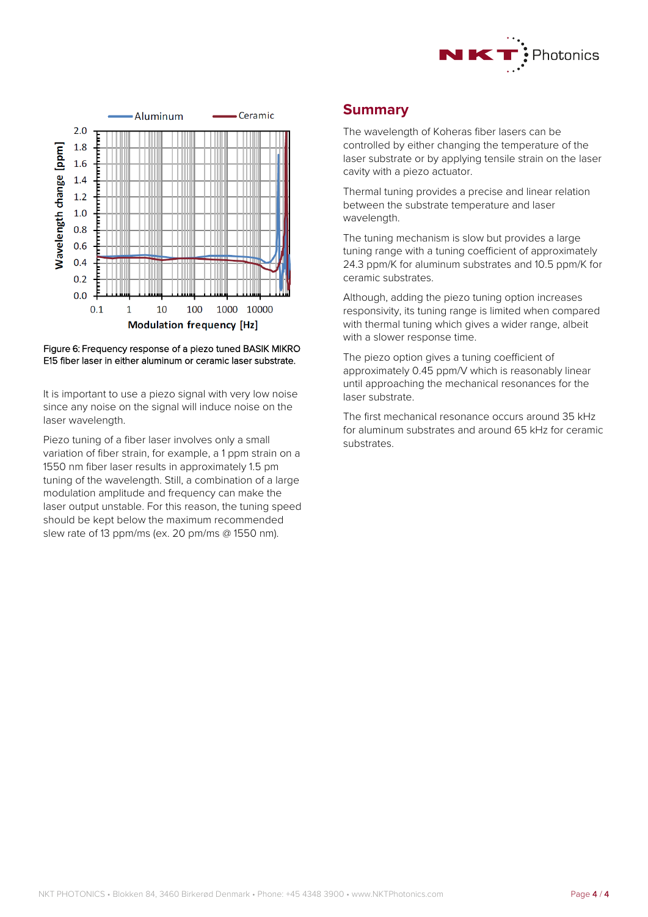Aluminum
Ceramic

Wavelength change [ppm]

2.0
1.8
1.6
1.4
1.2
1.0
0.8
0.6
0.4
0.2
0.0

0.1
1
10
100
1000
10000

Modulation frequency [Hz]

Figure 6: Frequency response of a piezo tuned BASIK MIKRO E15 fiber laser in either aluminum or ceramic laser substrate.

It is important to use a piezo signal with very low noise since any noise on the signal will induce noise on the laser wavelength.

Piezo tuning of a fiber laser involves only a small variation of fiber strain, for example, a 1 ppm strain on a 1550 nm fiber laser results in approximately 1.5 pm tuning of the wavelength. Still, a combination of a large modulation amplitude and frequency can make the laser output unstable. For this reason, the tuning speed should be kept below the maximum recommended slew rate of 13 ppm/ms (ex. 20 pm/ms @ 1550 nm).

## Summary

The wavelength of Koheras fiber lasers can be controlled by either changing the temperature of the laser substrate or by applying tensile strain on the laser cavity with a piezo actuator.

Thermal tuning provides a precise and linear relation between the substrate temperature and laser wavelength.

The tuning mechanism is slow but provides a large tuning range with a tuning coefficient of approximately 24.3 ppm/K for aluminum substrates and 10.5 ppm/K for ceramic substrates.

Although, adding the piezo tuning option increases responsivity, its tuning range is limited when compared with thermal tuning which gives a wider range, albeit with a slower response time.

The piezo option gives a tuning coefficient of approximately 0.45 ppm/V which is reasonably linear until approaching the mechanical resonances for the laser substrate.

The first mechanical resonance occurs around 35 kHz for aluminum substrates and around 65 kHz for ceramic substrates.